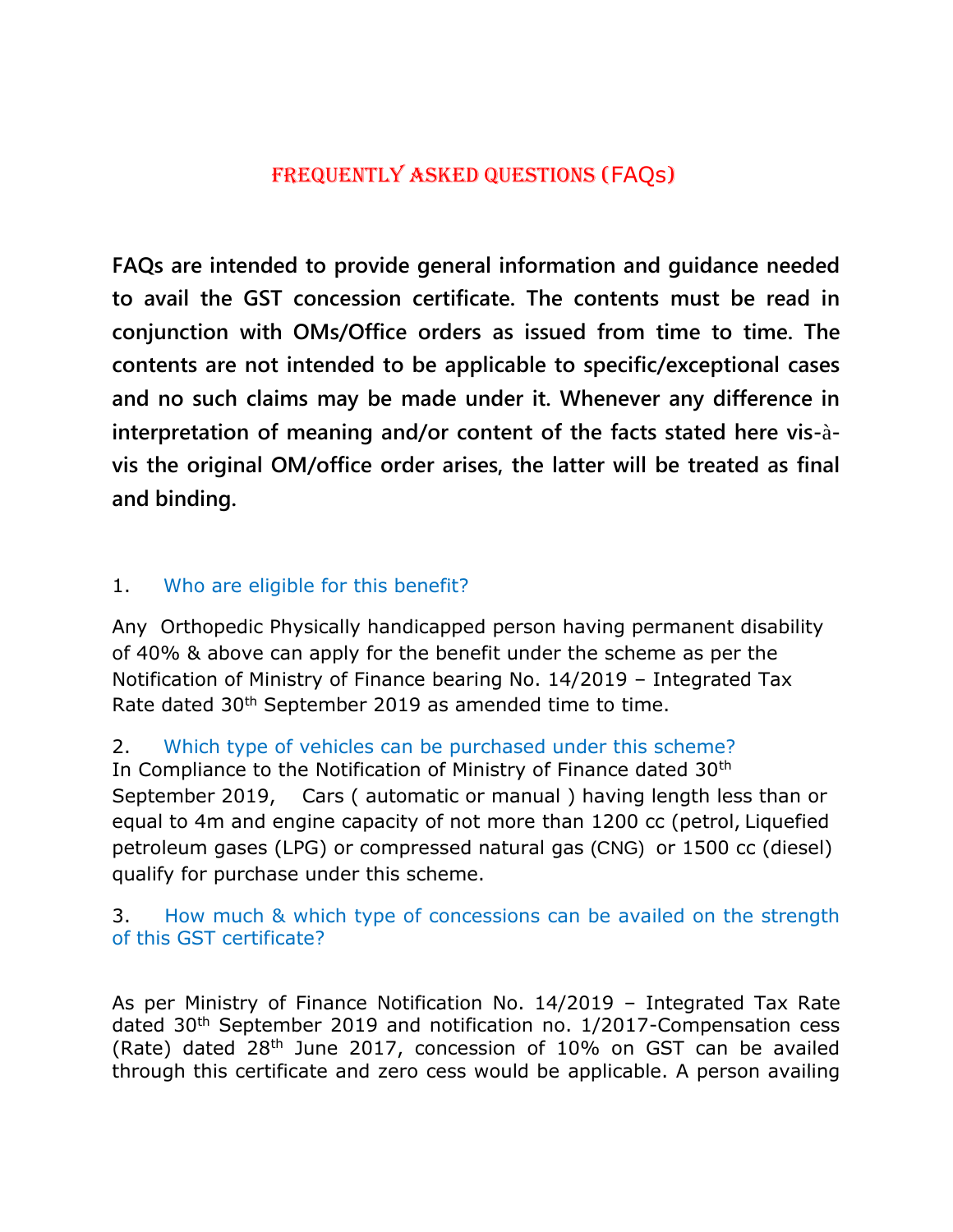# FREQUENTLY ASKED QUESTIONS (FAQs)

**FAQs are intended to provide general information and guidance needed to avail the GST concession certificate. The contents must be read in conjunction with OMs/Office orders as issued from time to time. The contents are not intended to be applicable to specific/exceptional cases and no such claims may be made under it. Whenever any difference in interpretation of meaning and/or content of the facts stated here vis-à-vis the original OM/office order arises, the latter will be treated as final and binding.**

## 1. Who are eligible for this benefit?

Any Orthopedic Physically handicapped person having permanent disability of 40% & above can apply for the benefit under the scheme as per the Notification of Ministry of Finance bearing No. 14/2019 – Integrated Tax Rate dated 30th September 2019 as amended time to time.

## 2. Which type of vehicles can be purchased under this scheme?

In Compliance to the Notification of Ministry of Finance dated 30th September 2019, Cars ( automatic or manual ) having length less than or equal to 4m and engine capacity of not more than 1200 cc (petrol, Liquefied petroleum gases (LPG) or compressed natural gas (CNG) or 1500 cc (diesel) qualify for purchase under this scheme.

## 3. How much & which type of concessions can be availed on the strength of this GST certificate?

As per Ministry of Finance Notification No. 14/2019 – Integrated Tax Rate dated 30th September 2019 and notification no. 1/2017-Compensation cess (Rate) dated 28th June 2017, concession of 10% on GST can be availed through this certificate and zero cess would be applicable. A person availing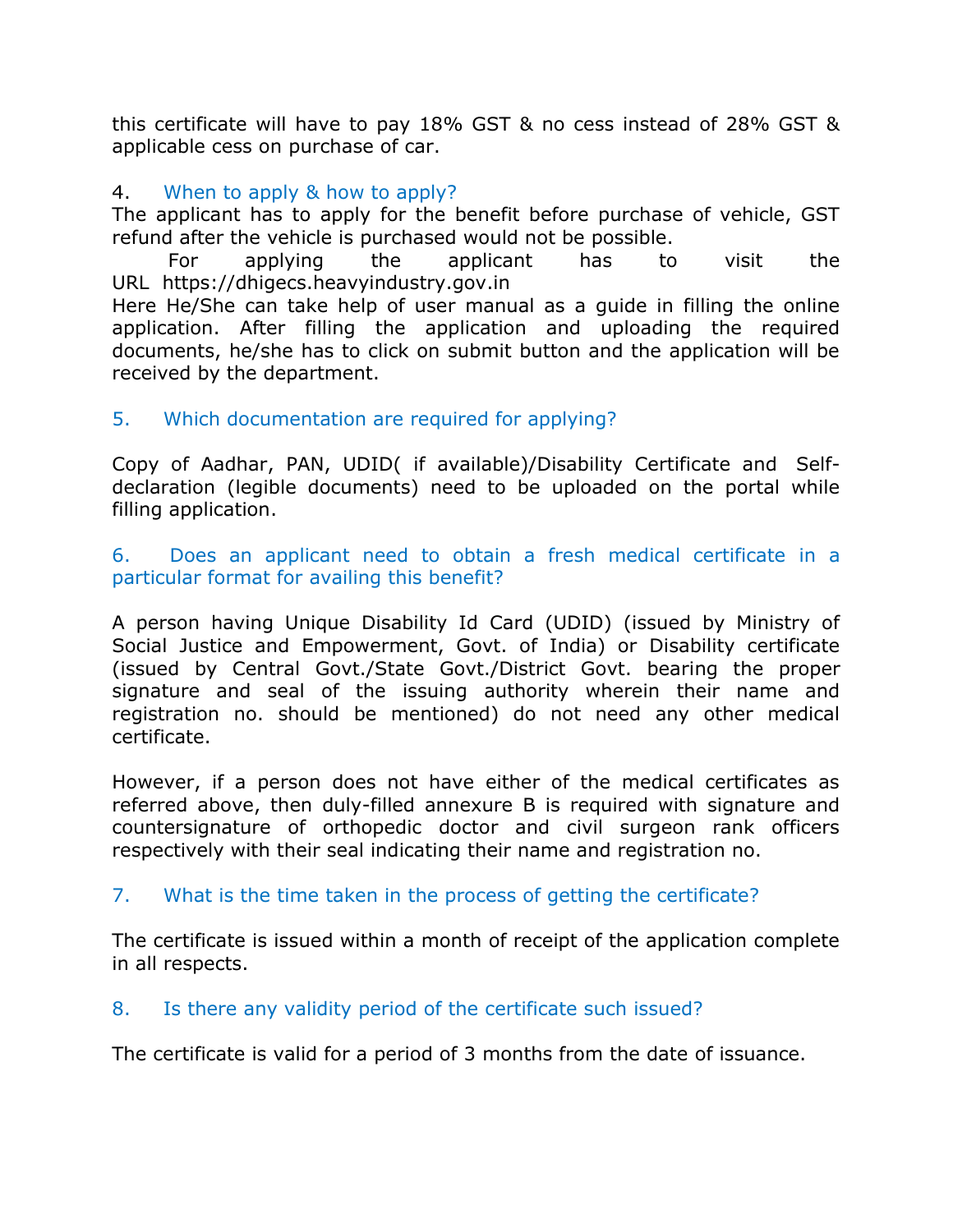this certificate will have to pay 18% GST & no cess instead of 28% GST & applicable cess on purchase of car.

### 4. When to apply & how to apply?

The applicant has to apply for the benefit before purchase of vehicle, GST refund after the vehicle is purchased would not be possible.

For applying the applicant has to visit the URL https://dhigecs.heavyindustry.gov.in

Here He/She can take help of user manual as a guide in filling the online application. After filling the application and uploading the required documents, he/she has to click on submit button and the application will be received by the department.

### 5. Which documentation are required for applying?

Copy of Aadhar, PAN, UDID( if available)/Disability Certificate and Self-declaration (legible documents) need to be uploaded on the portal while filling application.

### 6. Does an applicant need to obtain a fresh medical certificate in a particular format for availing this benefit?

A person having Unique Disability Id Card (UDID) (issued by Ministry of Social Justice and Empowerment, Govt. of India) or Disability certificate (issued by Central Govt./State Govt./District Govt. bearing the proper signature and seal of the issuing authority wherein their name and registration no. should be mentioned) do not need any other medical certificate.

However, if a person does not have either of the medical certificates as referred above, then duly-filled annexure B is required with signature and countersignature of orthopedic doctor and civil surgeon rank officers respectively with their seal indicating their name and registration no.

### 7. What is the time taken in the process of getting the certificate?

The certificate is issued within a month of receipt of the application complete in all respects.

### 8. Is there any validity period of the certificate such issued?

The certificate is valid for a period of 3 months from the date of issuance.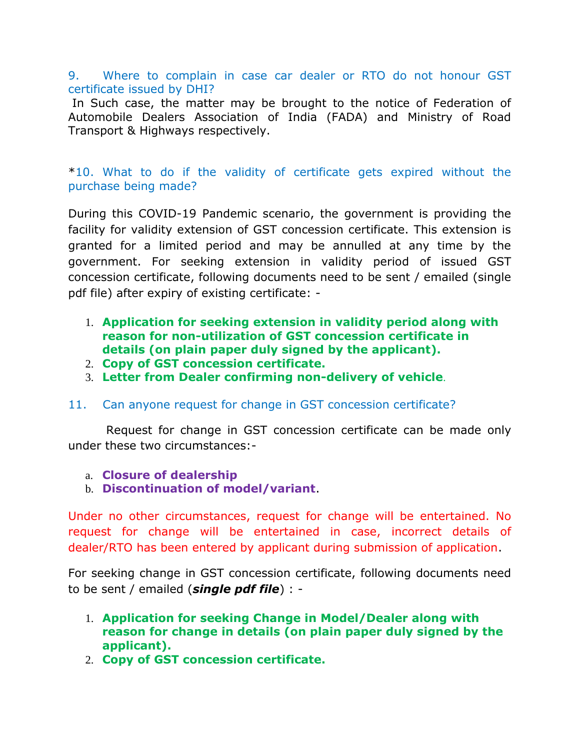### 9. Where to complain in case car dealer or RTO do not honour GST certificate issued by DHI?

In Such case, the matter may be brought to the notice of Federation of Automobile Dealers Association of India (FADA) and Ministry of Road Transport & Highways respectively.

### *10. What to do if the validity of certificate gets expired without the purchase being made?

During this COVID-19 Pandemic scenario, the government is providing the facility for validity extension of GST concession certificate. This extension is granted for a limited period and may be annulled at any time by the government. For seeking extension in validity period of issued GST concession certificate, following documents need to be sent / emailed (single pdf file) after expiry of existing certificate: -

1. **Application for seeking extension in validity period along with reason for non-utilization of GST concession certificate in details (on plain paper duly signed by the applicant).**
2. **Copy of GST concession certificate.**
3. **Letter from Dealer confirming non-delivery of vehicle**.

### 11. Can anyone request for change in GST concession certificate?

Request for change in GST concession certificate can be made only under these two circumstances:-

a. **Closure of dealership**
b. **Discontinuation of model/variant**.

Under no other circumstances, request for change will be entertained. No request for change will be entertained in case, incorrect details of dealer/RTO has been entered by applicant during submission of application.

For seeking change in GST concession certificate, following documents need to be sent / emailed (***single pdf file***) : -

1. **Application for seeking Change in Model/Dealer along with reason for change in details (on plain paper duly signed by the applicant).**
2. **Copy of GST concession certificate.**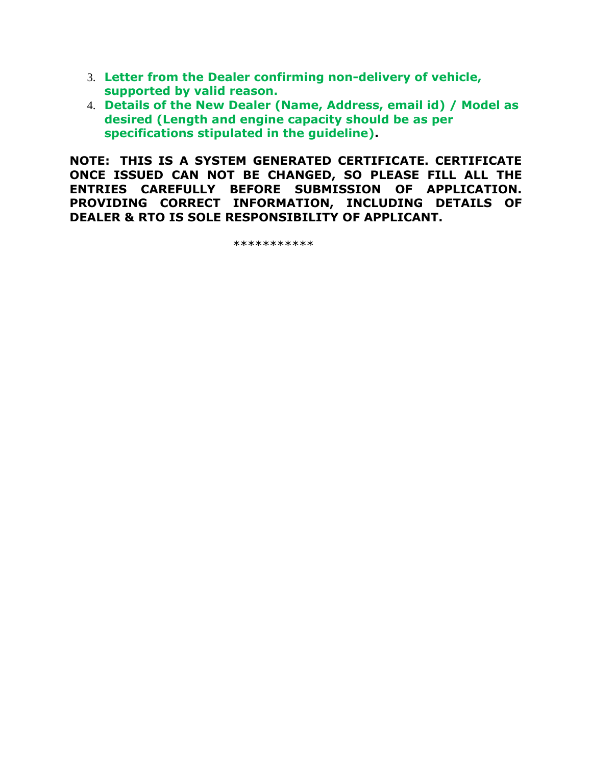3. **Letter from the Dealer confirming non-delivery of vehicle, supported by valid reason.**
4. **Details of the New Dealer (Name, Address, email id) / Model as desired (Length and engine capacity should be as per specifications stipulated in the guideline).**

**NOTE: THIS IS A SYSTEM GENERATED CERTIFICATE. CERTIFICATE ONCE ISSUED CAN NOT BE CHANGED, SO PLEASE FILL ALL THE ENTRIES CAREFULLY BEFORE SUBMISSION OF APPLICATION. PROVIDING CORRECT INFORMATION, INCLUDING DETAILS OF DEALER & RTO IS SOLE RESPONSIBILITY OF APPLICANT.**

***********